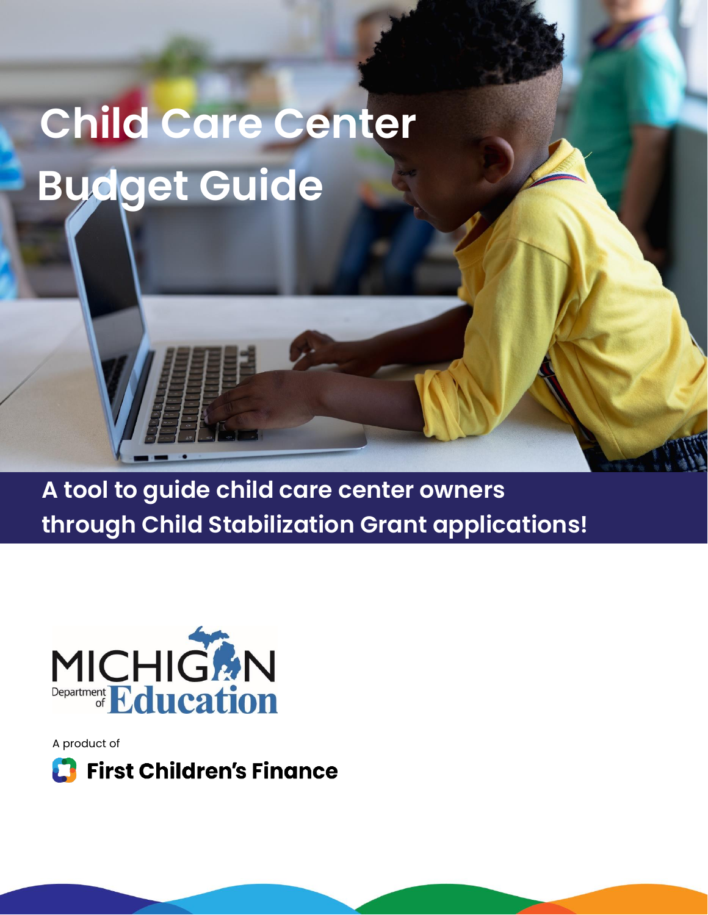# Child Care Center Budget Guide

**A tool to guide child care center owners through Child Stabilization Grant applications!**

MICHIGAN Department of Education

A product of

**First Children's Finance**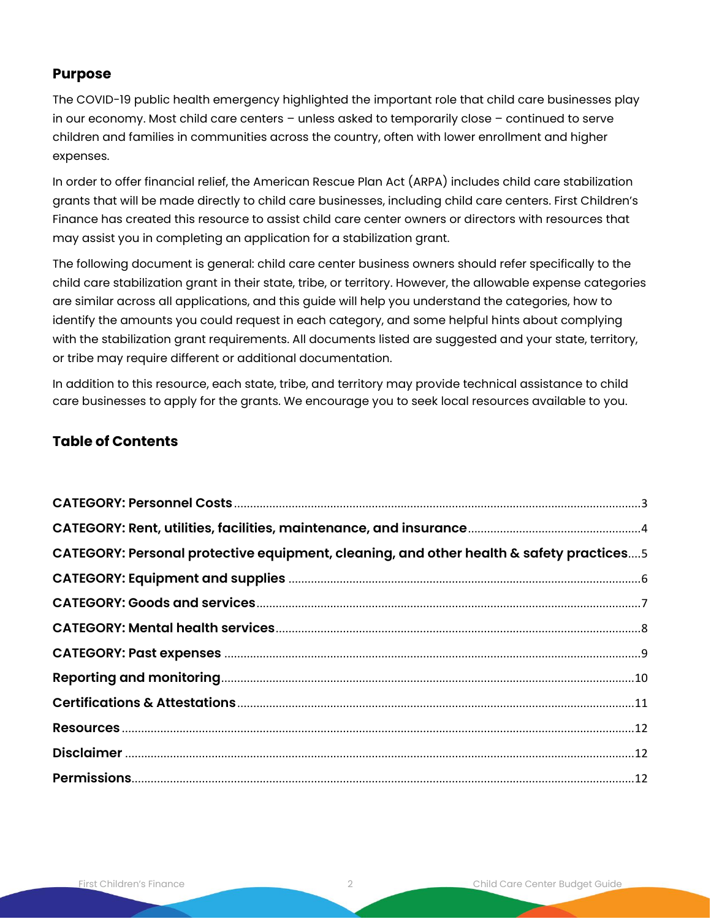## Purpose

The COVID-19 public health emergency highlighted the important role that child care businesses play in our economy. Most child care centers – unless asked to temporarily close – continued to serve children and families in communities across the country, often with lower enrollment and higher expenses.

In order to offer financial relief, the American Rescue Plan Act (ARPA) includes child care stabilization grants that will be made directly to child care businesses, including child care centers. First Children's Finance has created this resource to assist child care center owners or directors with resources that may assist you in completing an application for a stabilization grant.

The following document is general: child care center business owners should refer specifically to the child care stabilization grant in their state, tribe, or territory. However, the allowable expense categories are similar across all applications, and this guide will help you understand the categories, how to identify the amounts you could request in each category, and some helpful hints about complying with the stabilization grant requirements. All documents listed are suggested and your state, territory, or tribe may require different or additional documentation.

In addition to this resource, each state, tribe, and territory may provide technical assistance to child care businesses to apply for the grants. We encourage you to seek local resources available to you.

## Table of Contents

**CATEGORY: Personnel Costs** .......... 3
**CATEGORY: Rent, utilities, facilities, maintenance, and insurance** .......... 4
**CATEGORY: Personal protective equipment, cleaning, and other health & safety practices** .......... 5
**CATEGORY: Equipment and supplies** .......... 6
**CATEGORY: Goods and services** .......... 7
**CATEGORY: Mental health services** .......... 8
**CATEGORY: Past expenses** .......... 9
**Reporting and monitoring** .......... 10
**Certifications & Attestations** .......... 11
**Resources** .......... 12
**Disclaimer** .......... 12
**Permissions** .......... 12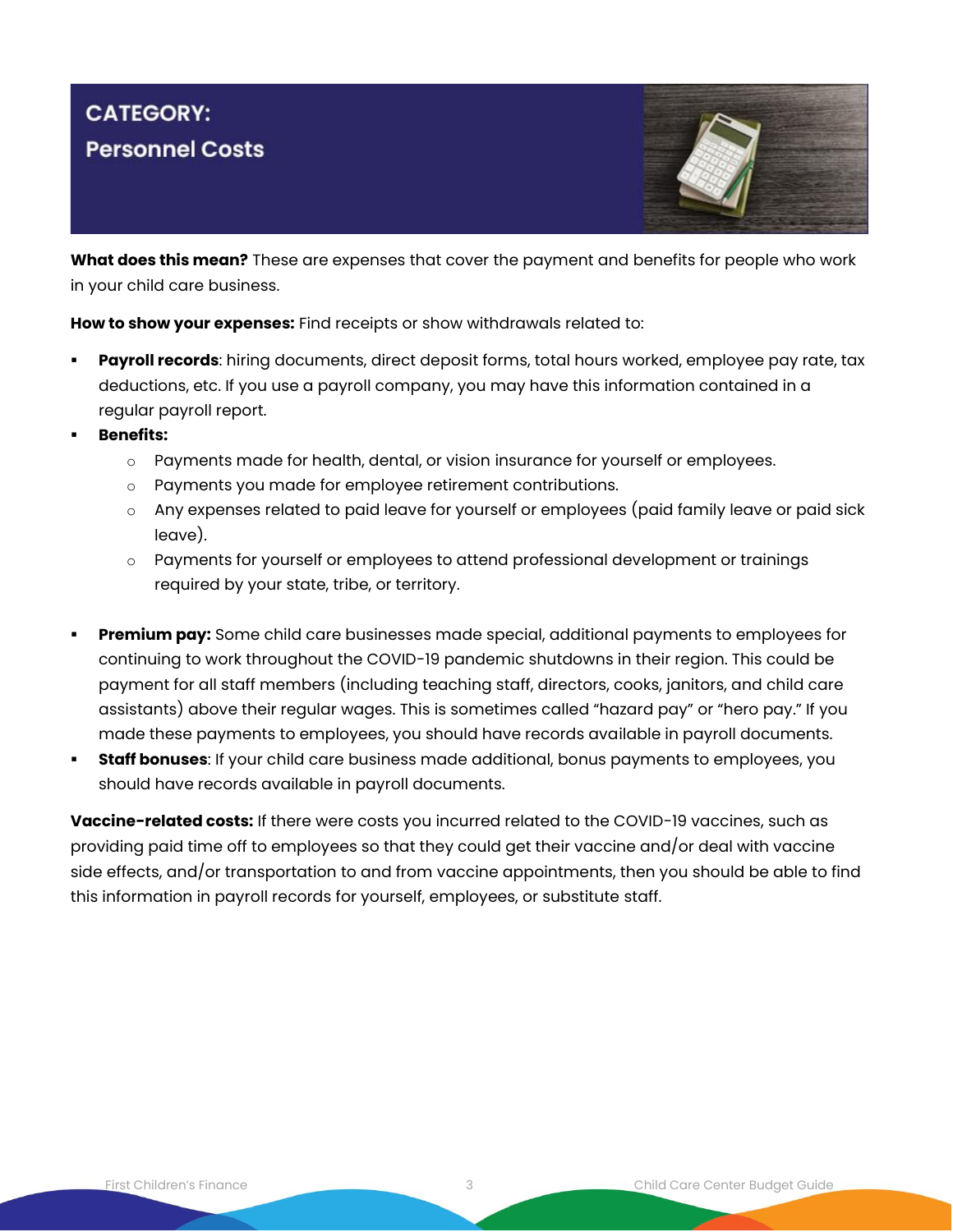# CATEGORY:
## Personnel Costs

**What does this mean?** These are expenses that cover the payment and benefits for people who work in your child care business.

**How to show your expenses:** Find receipts or show withdrawals related to:

- **Payroll records**: hiring documents, direct deposit forms, total hours worked, employee pay rate, tax deductions, etc. If you use a payroll company, you may have this information contained in a regular payroll report.
- **Benefits:**
  - Payments made for health, dental, or vision insurance for yourself or employees.
  - Payments you made for employee retirement contributions.
  - Any expenses related to paid leave for yourself or employees (paid family leave or paid sick leave).
  - Payments for yourself or employees to attend professional development or trainings required by your state, tribe, or territory.
- **Premium pay:** Some child care businesses made special, additional payments to employees for continuing to work throughout the COVID-19 pandemic shutdowns in their region. This could be payment for all staff members (including teaching staff, directors, cooks, janitors, and child care assistants) above their regular wages. This is sometimes called "hazard pay" or "hero pay." If you made these payments to employees, you should have records available in payroll documents.
- **Staff bonuses**: If your child care business made additional, bonus payments to employees, you should have records available in payroll documents.

**Vaccine-related costs:** If there were costs you incurred related to the COVID-19 vaccines, such as providing paid time off to employees so that they could get their vaccine and/or deal with vaccine side effects, and/or transportation to and from vaccine appointments, then you should be able to find this information in payroll records for yourself, employees, or substitute staff.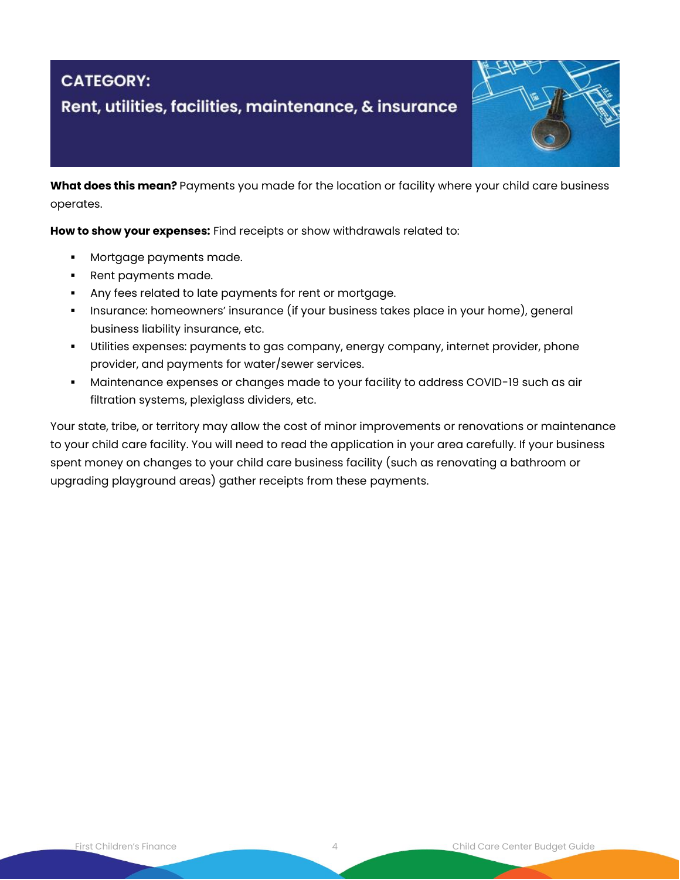## CATEGORY:

## Rent, utilities, facilities, maintenance, & insurance

**What does this mean?** Payments you made for the location or facility where your child care business operates.

**How to show your expenses:** Find receipts or show withdrawals related to:

- Mortgage payments made.
- Rent payments made.
- Any fees related to late payments for rent or mortgage.
- Insurance: homeowners' insurance (if your business takes place in your home), general business liability insurance, etc.
- Utilities expenses: payments to gas company, energy company, internet provider, phone provider, and payments for water/sewer services.
- Maintenance expenses or changes made to your facility to address COVID-19 such as air filtration systems, plexiglass dividers, etc.

Your state, tribe, or territory may allow the cost of minor improvements or renovations or maintenance to your child care facility. You will need to read the application in your area carefully. If your business spent money on changes to your child care business facility (such as renovating a bathroom or upgrading playground areas) gather receipts from these payments.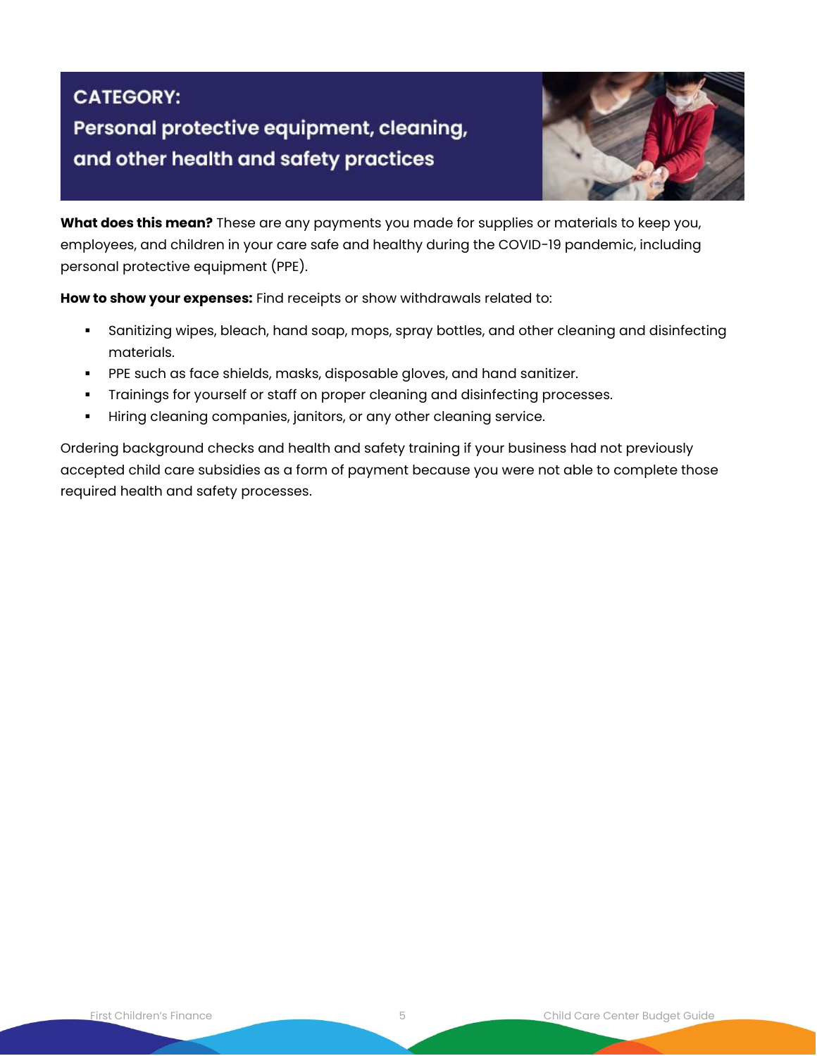## CATEGORY:

## Personal protective equipment, cleaning, and other health and safety practices

**What does this mean?** These are any payments you made for supplies or materials to keep you, employees, and children in your care safe and healthy during the COVID-19 pandemic, including personal protective equipment (PPE).

**How to show your expenses:** Find receipts or show withdrawals related to:

- Sanitizing wipes, bleach, hand soap, mops, spray bottles, and other cleaning and disinfecting materials.
- PPE such as face shields, masks, disposable gloves, and hand sanitizer.
- Trainings for yourself or staff on proper cleaning and disinfecting processes.
- Hiring cleaning companies, janitors, or any other cleaning service.

Ordering background checks and health and safety training if your business had not previously accepted child care subsidies as a form of payment because you were not able to complete those required health and safety processes.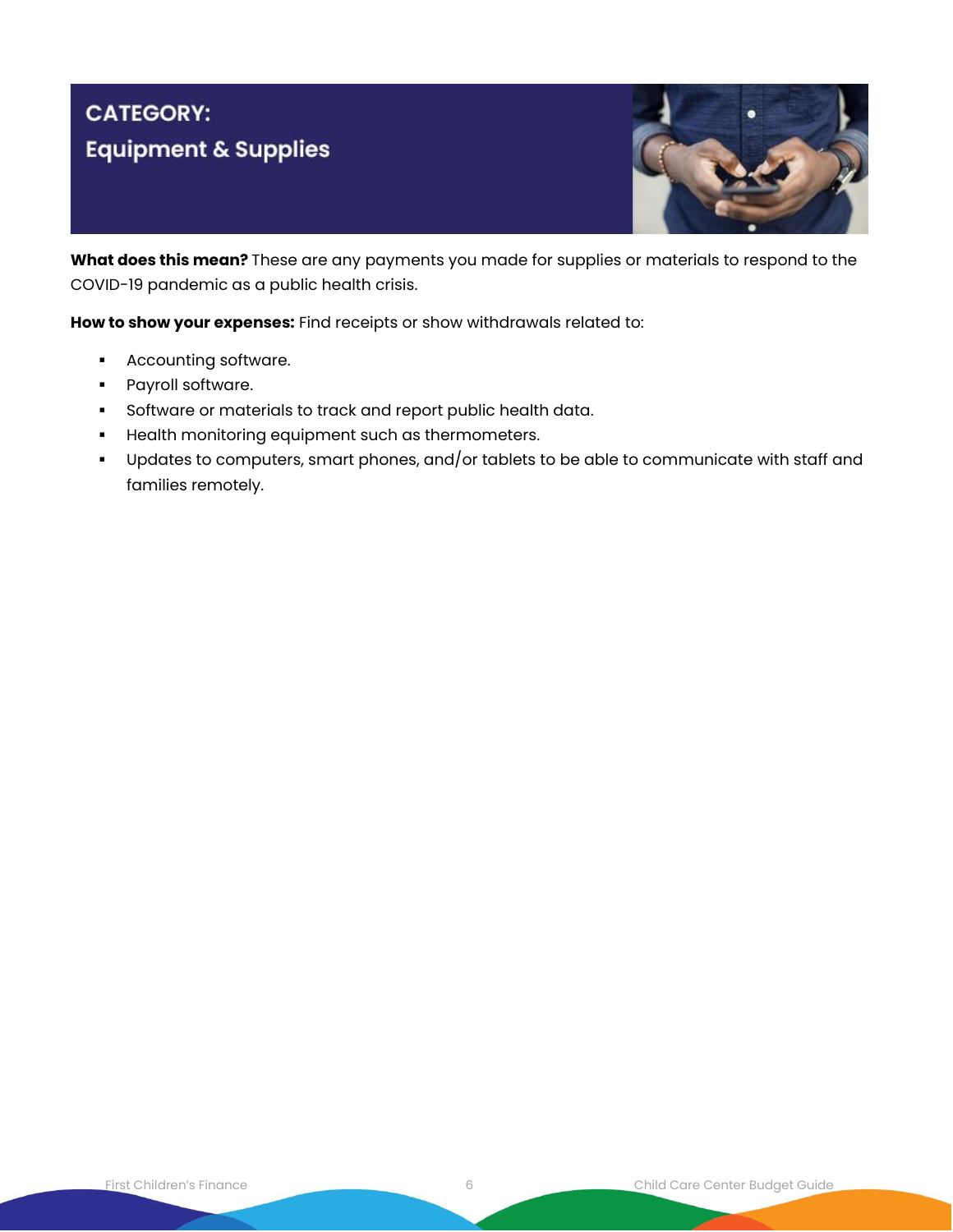## CATEGORY: Equipment & Supplies

**What does this mean?** These are any payments you made for supplies or materials to respond to the COVID-19 pandemic as a public health crisis.

**How to show your expenses:** Find receipts or show withdrawals related to:

- Accounting software.
- Payroll software.
- Software or materials to track and report public health data.
- Health monitoring equipment such as thermometers.
- Updates to computers, smart phones, and/or tablets to be able to communicate with staff and families remotely.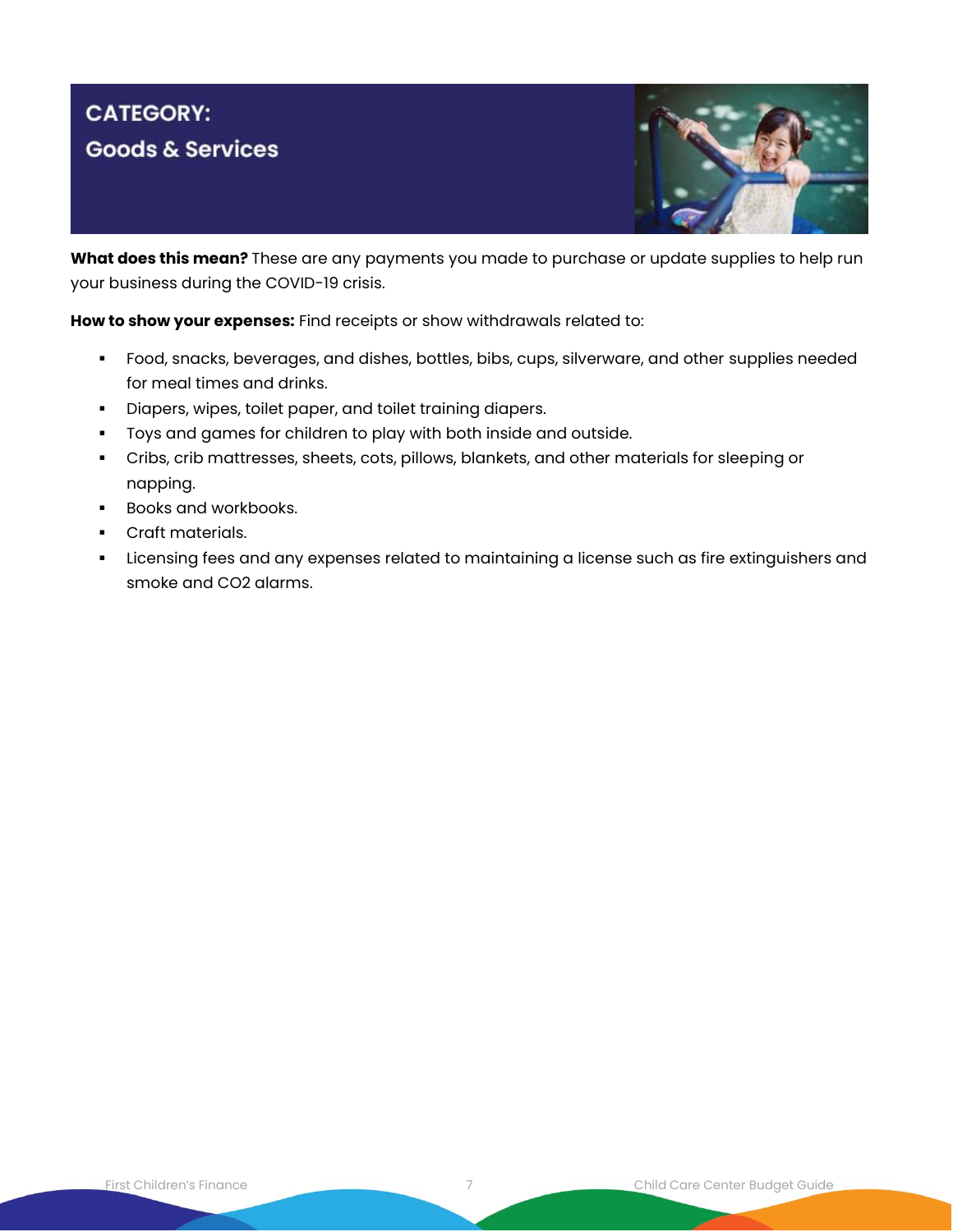## CATEGORY:
## Goods & Services

**What does this mean?** These are any payments you made to purchase or update supplies to help run your business during the COVID-19 crisis.

**How to show your expenses:** Find receipts or show withdrawals related to:

- Food, snacks, beverages, and dishes, bottles, bibs, cups, silverware, and other supplies needed for meal times and drinks.
- Diapers, wipes, toilet paper, and toilet training diapers.
- Toys and games for children to play with both inside and outside.
- Cribs, crib mattresses, sheets, cots, pillows, blankets, and other materials for sleeping or napping.
- Books and workbooks.
- Craft materials.
- Licensing fees and any expenses related to maintaining a license such as fire extinguishers and smoke and CO2 alarms.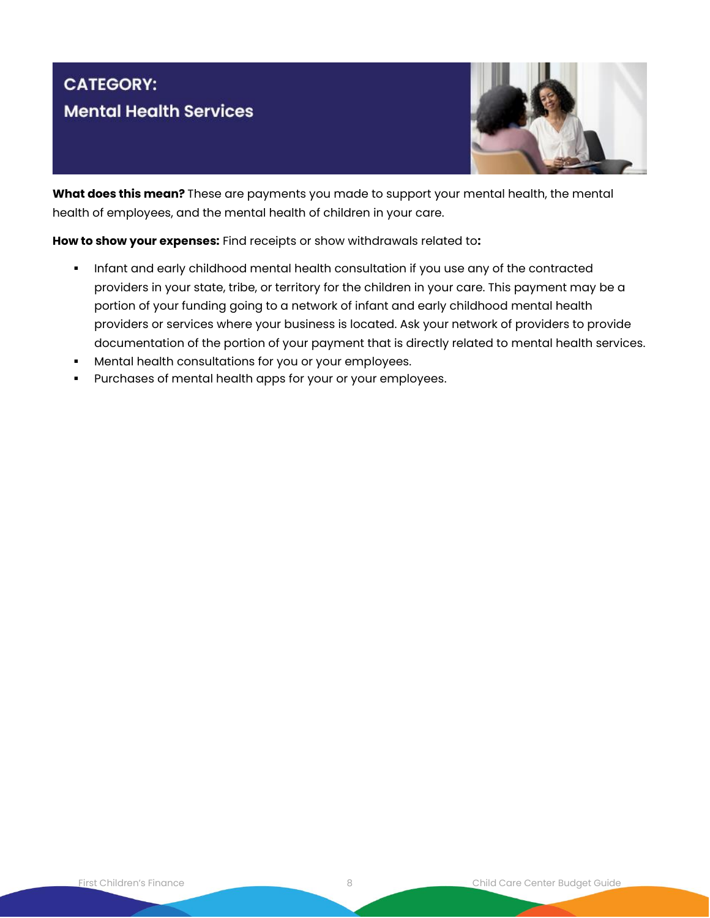## CATEGORY: Mental Health Services

**What does this mean?** These are payments you made to support your mental health, the mental health of employees, and the mental health of children in your care.

**How to show your expenses:** Find receipts or show withdrawals related to**:**

- Infant and early childhood mental health consultation if you use any of the contracted providers in your state, tribe, or territory for the children in your care. This payment may be a portion of your funding going to a network of infant and early childhood mental health providers or services where your business is located. Ask your network of providers to provide documentation of the portion of your payment that is directly related to mental health services.
- Mental health consultations for you or your employees.
- Purchases of mental health apps for your or your employees.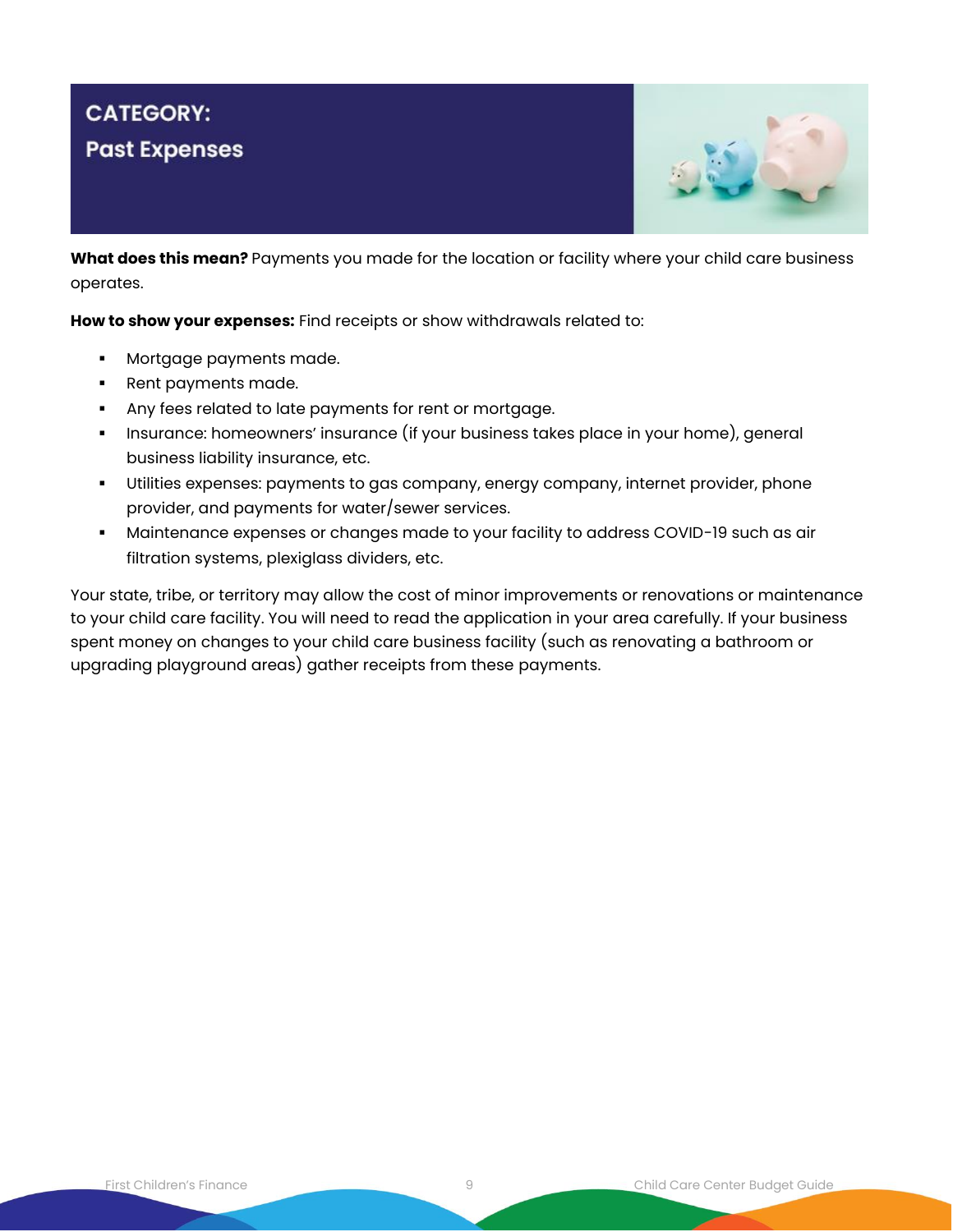## CATEGORY: Past Expenses

**What does this mean?** Payments you made for the location or facility where your child care business operates.

**How to show your expenses:** Find receipts or show withdrawals related to:

- Mortgage payments made.
- Rent payments made.
- Any fees related to late payments for rent or mortgage.
- Insurance: homeowners' insurance (if your business takes place in your home), general business liability insurance, etc.
- Utilities expenses: payments to gas company, energy company, internet provider, phone provider, and payments for water/sewer services.
- Maintenance expenses or changes made to your facility to address COVID-19 such as air filtration systems, plexiglass dividers, etc.

Your state, tribe, or territory may allow the cost of minor improvements or renovations or maintenance to your child care facility. You will need to read the application in your area carefully. If your business spent money on changes to your child care business facility (such as renovating a bathroom or upgrading playground areas) gather receipts from these payments.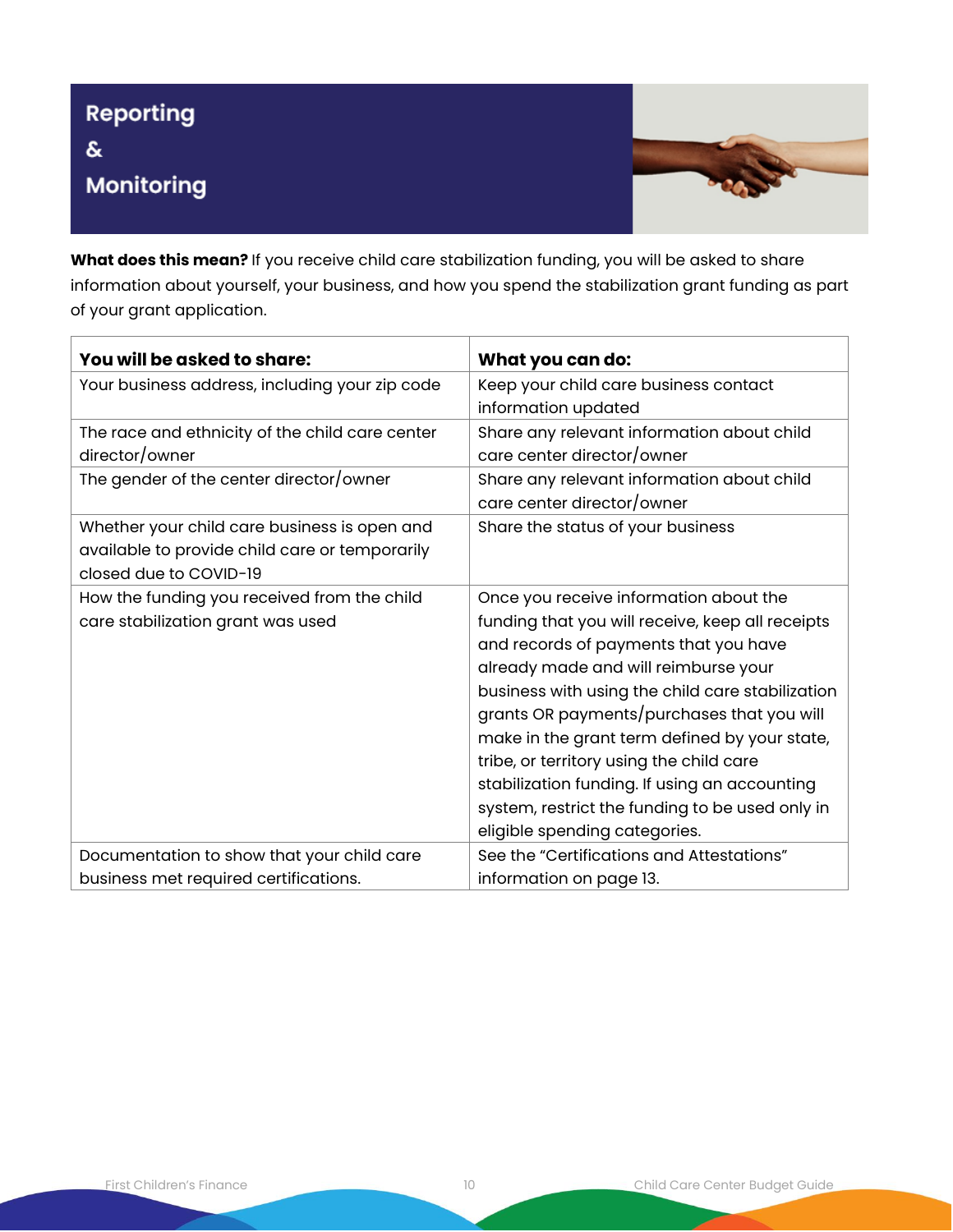# Reporting & Monitoring

**What does this mean?** If you receive child care stabilization funding, you will be asked to share information about yourself, your business, and how you spend the stabilization grant funding as part of your grant application.

| You will be asked to share: | What you can do: |
|---|---|
| Your business address, including your zip code | Keep your child care business contact information updated |
| The race and ethnicity of the child care center director/owner | Share any relevant information about child care center director/owner |
| The gender of the center director/owner | Share any relevant information about child care center director/owner |
| Whether your child care business is open and available to provide child care or temporarily closed due to COVID-19 | Share the status of your business |
| How the funding you received from the child care stabilization grant was used | Once you receive information about the funding that you will receive, keep all receipts and records of payments that you have already made and will reimburse your business with using the child care stabilization grants OR payments/purchases that you will make in the grant term defined by your state, tribe, or territory using the child care stabilization funding. If using an accounting system, restrict the funding to be used only in eligible spending categories. |
| Documentation to show that your child care business met required certifications. | See the "Certifications and Attestations" information on page 13. |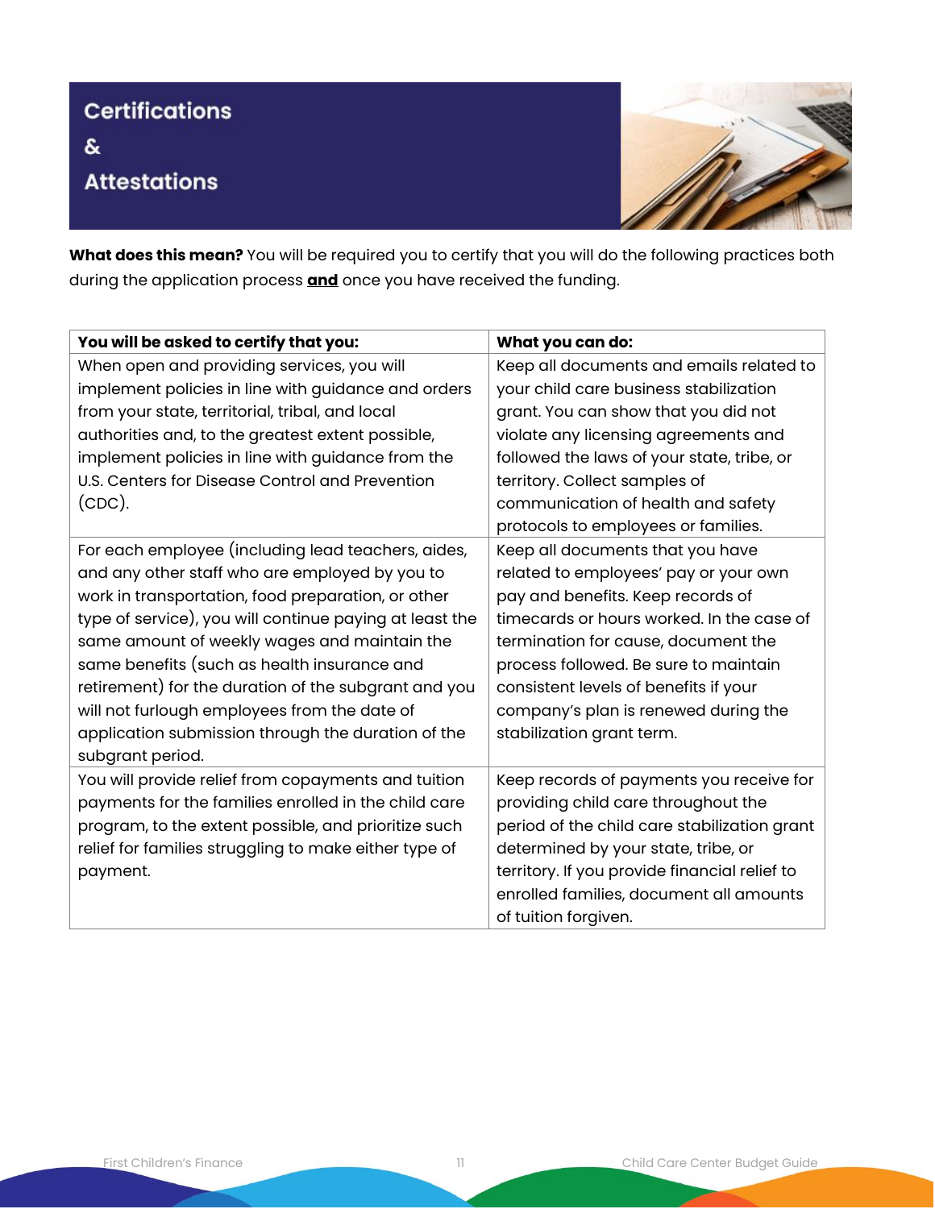# Certifications & Attestations

**What does this mean?** You will be required you to certify that you will do the following practices both during the application process **and** once you have received the funding.

| You will be asked to certify that you: | What you can do: |
| --- | --- |
| When open and providing services, you will implement policies in line with guidance and orders from your state, territorial, tribal, and local authorities and, to the greatest extent possible, implement policies in line with guidance from the U.S. Centers for Disease Control and Prevention (CDC). | Keep all documents and emails related to your child care business stabilization grant. You can show that you did not violate any licensing agreements and followed the laws of your state, tribe, or territory. Collect samples of communication of health and safety protocols to employees or families. |
| For each employee (including lead teachers, aides, and any other staff who are employed by you to work in transportation, food preparation, or other type of service), you will continue paying at least the same amount of weekly wages and maintain the same benefits (such as health insurance and retirement) for the duration of the subgrant and you will not furlough employees from the date of application submission through the duration of the subgrant period. | Keep all documents that you have related to employees' pay or your own pay and benefits. Keep records of timecards or hours worked. In the case of termination for cause, document the process followed. Be sure to maintain consistent levels of benefits if your company's plan is renewed during the stabilization grant term. |
| You will provide relief from copayments and tuition payments for the families enrolled in the child care program, to the extent possible, and prioritize such relief for families struggling to make either type of payment. | Keep records of payments you receive for providing child care throughout the period of the child care stabilization grant determined by your state, tribe, or territory. If you provide financial relief to enrolled families, document all amounts of tuition forgiven. |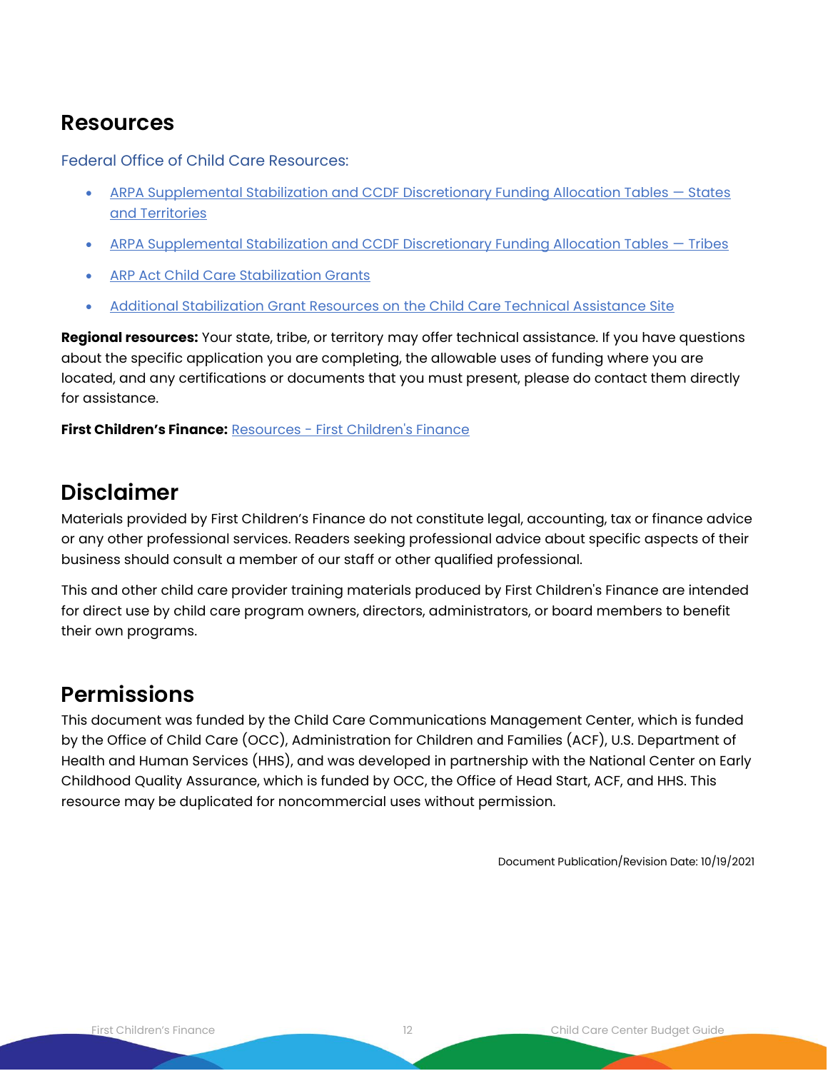## Resources

Federal Office of Child Care Resources:

- ARPA Supplemental Stabilization and CCDF Discretionary Funding Allocation Tables — States and Territories
- ARPA Supplemental Stabilization and CCDF Discretionary Funding Allocation Tables — Tribes
- ARP Act Child Care Stabilization Grants
- Additional Stabilization Grant Resources on the Child Care Technical Assistance Site

**Regional resources:** Your state, tribe, or territory may offer technical assistance. If you have questions about the specific application you are completing, the allowable uses of funding where you are located, and any certifications or documents that you must present, please do contact them directly for assistance.

**First Children's Finance:** Resources - First Children's Finance

## Disclaimer

Materials provided by First Children's Finance do not constitute legal, accounting, tax or finance advice or any other professional services. Readers seeking professional advice about specific aspects of their business should consult a member of our staff or other qualified professional.

This and other child care provider training materials produced by First Children's Finance are intended for direct use by child care program owners, directors, administrators, or board members to benefit their own programs.

## Permissions

This document was funded by the Child Care Communications Management Center, which is funded by the Office of Child Care (OCC), Administration for Children and Families (ACF), U.S. Department of Health and Human Services (HHS), and was developed in partnership with the National Center on Early Childhood Quality Assurance, which is funded by OCC, the Office of Head Start, ACF, and HHS. This resource may be duplicated for noncommercial uses without permission.

Document Publication/Revision Date: 10/19/2021